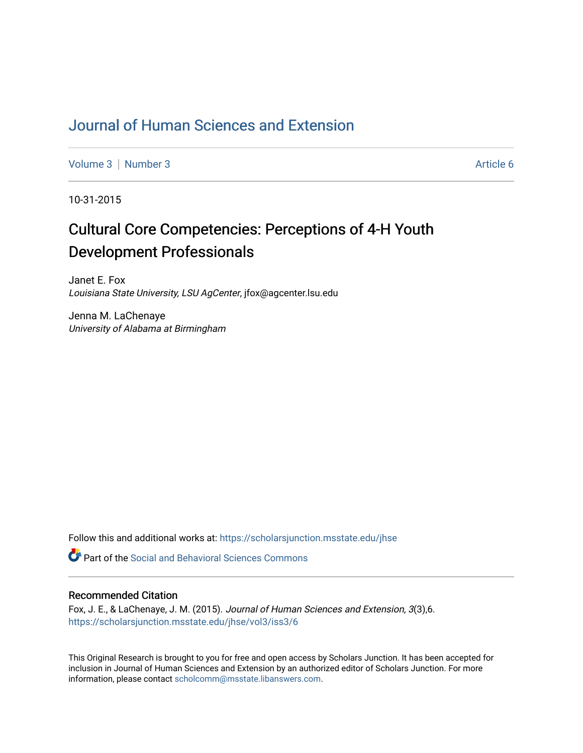# Journal of Human Sciences and Extension

Volume 3 | Number 3 | Article 6

10-31-2015

## Cultural Core Competencies: Perceptions of 4-H Youth Development Professionals

Janet E. Fox
*Louisiana State University, LSU AgCenter*, jfox@agcenter.lsu.edu

Jenna M. LaChenaye
*University of Alabama at Birmingham*

Follow this and additional works at: https://scholarsjunction.msstate.edu/jhse

Part of the Social and Behavioral Sciences Commons

### Recommended Citation

Fox, J. E., & LaChenaye, J. M. (2015). *Journal of Human Sciences and Extension, 3*(3),6.
https://scholarsjunction.msstate.edu/jhse/vol3/iss3/6

This Original Research is brought to you for free and open access by Scholars Junction. It has been accepted for inclusion in Journal of Human Sciences and Extension by an authorized editor of Scholars Junction. For more information, please contact scholcomm@msstate.libanswers.com.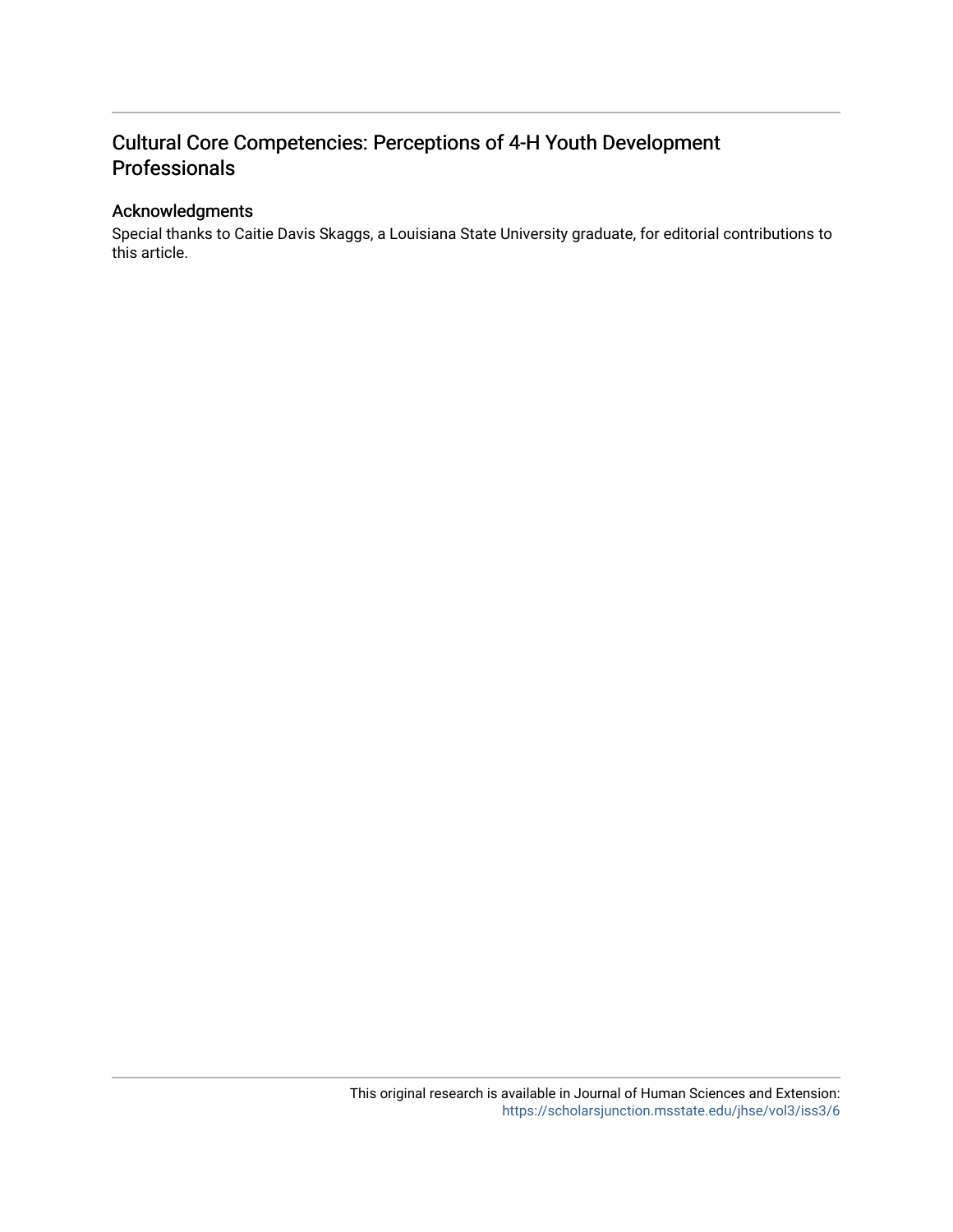## Cultural Core Competencies: Perceptions of 4-H Youth Development Professionals

### Acknowledgments

Special thanks to Caitie Davis Skaggs, a Louisiana State University graduate, for editorial contributions to this article.

This original research is available in Journal of Human Sciences and Extension: https://scholarsjunction.msstate.edu/jhse/vol3/iss3/6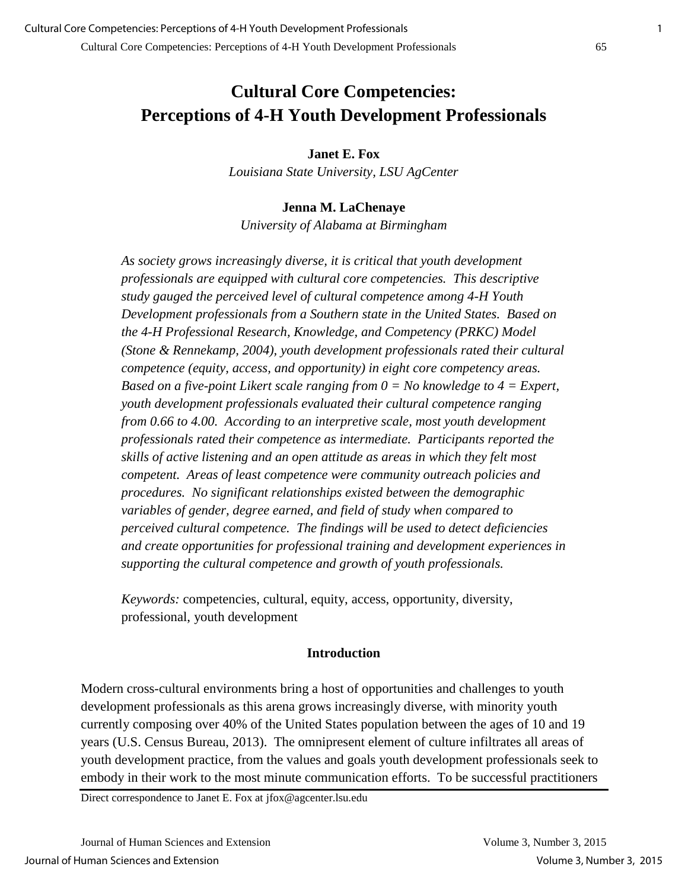# Cultural Core Competencies: Perceptions of 4-H Youth Development Professionals

**Janet E. Fox**
*Louisiana State University, LSU AgCenter*

**Jenna M. LaChenaye**
*University of Alabama at Birmingham*

*As society grows increasingly diverse, it is critical that youth development professionals are equipped with cultural core competencies. This descriptive study gauged the perceived level of cultural competence among 4-H Youth Development professionals from a Southern state in the United States. Based on the 4-H Professional Research, Knowledge, and Competency (PRKC) Model (Stone & Rennekamp, 2004), youth development professionals rated their cultural competence (equity, access, and opportunity) in eight core competency areas. Based on a five-point Likert scale ranging from 0 = No knowledge to 4 = Expert, youth development professionals evaluated their cultural competence ranging from 0.66 to 4.00. According to an interpretive scale, most youth development professionals rated their competence as intermediate. Participants reported the skills of active listening and an open attitude as areas in which they felt most competent. Areas of least competence were community outreach policies and procedures. No significant relationships existed between the demographic variables of gender, degree earned, and field of study when compared to perceived cultural competence. The findings will be used to detect deficiencies and create opportunities for professional training and development experiences in supporting the cultural competence and growth of youth professionals.*

*Keywords:* competencies, cultural, equity, access, opportunity, diversity, professional, youth development

## Introduction

Modern cross-cultural environments bring a host of opportunities and challenges to youth development professionals as this arena grows increasingly diverse, with minority youth currently composing over 40% of the United States population between the ages of 10 and 19 years (U.S. Census Bureau, 2013). The omnipresent element of culture infiltrates all areas of youth development practice, from the values and goals youth development professionals seek to embody in their work to the most minute communication efforts. To be successful practitioners

Direct correspondence to Janet E. Fox at jfox@agcenter.lsu.edu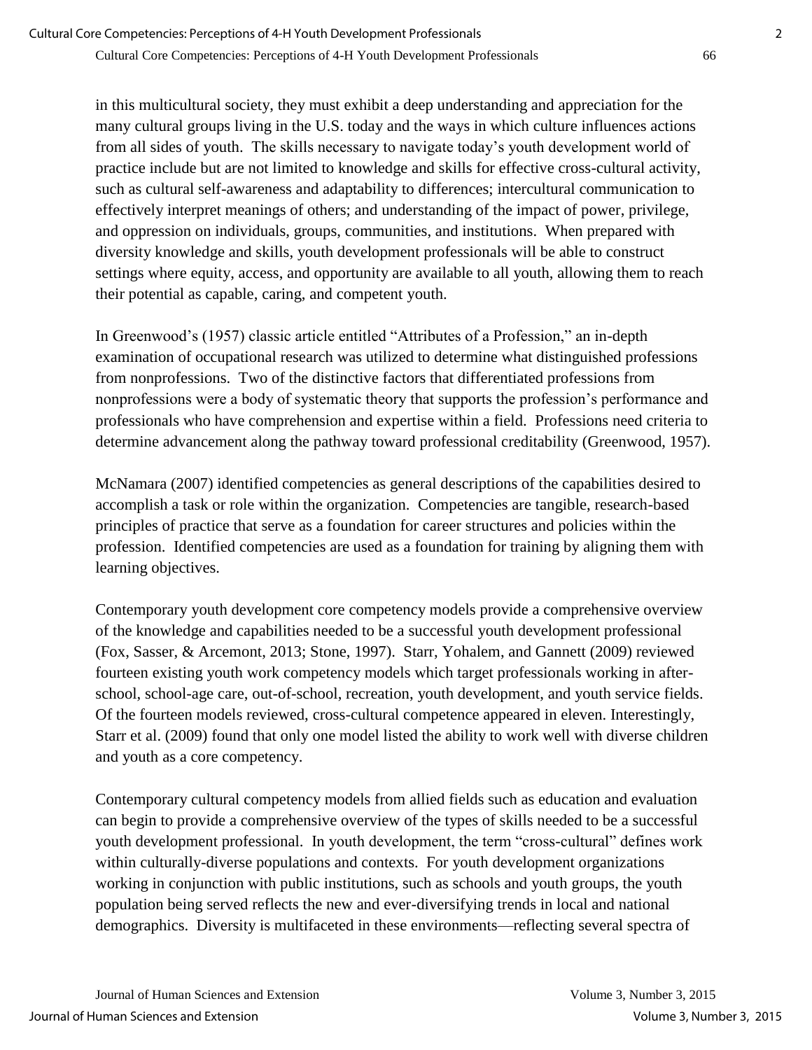in this multicultural society, they must exhibit a deep understanding and appreciation for the many cultural groups living in the U.S. today and the ways in which culture influences actions from all sides of youth. The skills necessary to navigate today's youth development world of practice include but are not limited to knowledge and skills for effective cross-cultural activity, such as cultural self-awareness and adaptability to differences; intercultural communication to effectively interpret meanings of others; and understanding of the impact of power, privilege, and oppression on individuals, groups, communities, and institutions. When prepared with diversity knowledge and skills, youth development professionals will be able to construct settings where equity, access, and opportunity are available to all youth, allowing them to reach their potential as capable, caring, and competent youth.

In Greenwood's (1957) classic article entitled "Attributes of a Profession," an in-depth examination of occupational research was utilized to determine what distinguished professions from nonprofessions. Two of the distinctive factors that differentiated professions from nonprofessions were a body of systematic theory that supports the profession's performance and professionals who have comprehension and expertise within a field. Professions need criteria to determine advancement along the pathway toward professional creditability (Greenwood, 1957).

McNamara (2007) identified competencies as general descriptions of the capabilities desired to accomplish a task or role within the organization. Competencies are tangible, research-based principles of practice that serve as a foundation for career structures and policies within the profession. Identified competencies are used as a foundation for training by aligning them with learning objectives.

Contemporary youth development core competency models provide a comprehensive overview of the knowledge and capabilities needed to be a successful youth development professional (Fox, Sasser, & Arcemont, 2013; Stone, 1997). Starr, Yohalem, and Gannett (2009) reviewed fourteen existing youth work competency models which target professionals working in after-school, school-age care, out-of-school, recreation, youth development, and youth service fields. Of the fourteen models reviewed, cross-cultural competence appeared in eleven. Interestingly, Starr et al. (2009) found that only one model listed the ability to work well with diverse children and youth as a core competency.

Contemporary cultural competency models from allied fields such as education and evaluation can begin to provide a comprehensive overview of the types of skills needed to be a successful youth development professional. In youth development, the term "cross-cultural" defines work within culturally-diverse populations and contexts. For youth development organizations working in conjunction with public institutions, such as schools and youth groups, the youth population being served reflects the new and ever-diversifying trends in local and national demographics. Diversity is multifaceted in these environments—reflecting several spectra of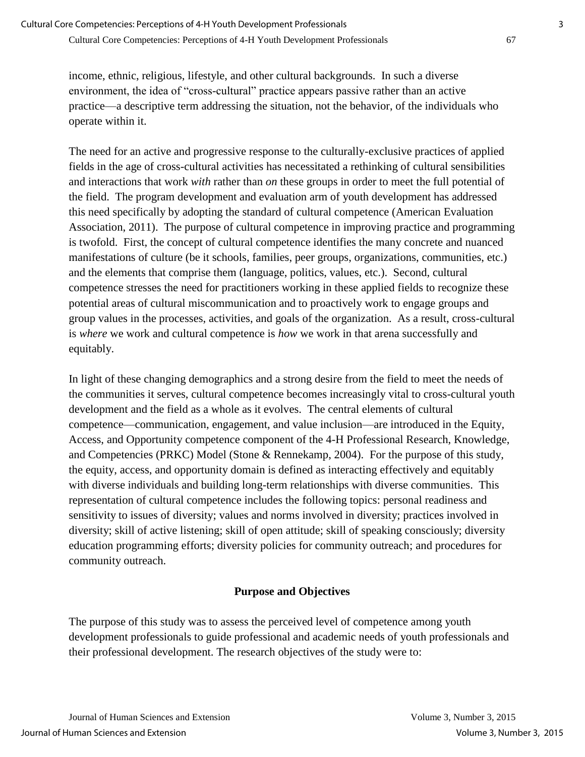income, ethnic, religious, lifestyle, and other cultural backgrounds. In such a diverse environment, the idea of "cross-cultural" practice appears passive rather than an active practice—a descriptive term addressing the situation, not the behavior, of the individuals who operate within it.

The need for an active and progressive response to the culturally-exclusive practices of applied fields in the age of cross-cultural activities has necessitated a rethinking of cultural sensibilities and interactions that work *with* rather than *on* these groups in order to meet the full potential of the field. The program development and evaluation arm of youth development has addressed this need specifically by adopting the standard of cultural competence (American Evaluation Association, 2011). The purpose of cultural competence in improving practice and programming is twofold. First, the concept of cultural competence identifies the many concrete and nuanced manifestations of culture (be it schools, families, peer groups, organizations, communities, etc.) and the elements that comprise them (language, politics, values, etc.). Second, cultural competence stresses the need for practitioners working in these applied fields to recognize these potential areas of cultural miscommunication and to proactively work to engage groups and group values in the processes, activities, and goals of the organization. As a result, cross-cultural is *where* we work and cultural competence is *how* we work in that arena successfully and equitably.

In light of these changing demographics and a strong desire from the field to meet the needs of the communities it serves, cultural competence becomes increasingly vital to cross-cultural youth development and the field as a whole as it evolves. The central elements of cultural competence—communication, engagement, and value inclusion—are introduced in the Equity, Access, and Opportunity competence component of the 4-H Professional Research, Knowledge, and Competencies (PRKC) Model (Stone & Rennekamp, 2004). For the purpose of this study, the equity, access, and opportunity domain is defined as interacting effectively and equitably with diverse individuals and building long-term relationships with diverse communities. This representation of cultural competence includes the following topics: personal readiness and sensitivity to issues of diversity; values and norms involved in diversity; practices involved in diversity; skill of active listening; skill of open attitude; skill of speaking consciously; diversity education programming efforts; diversity policies for community outreach; and procedures for community outreach.

## Purpose and Objectives

The purpose of this study was to assess the perceived level of competence among youth development professionals to guide professional and academic needs of youth professionals and their professional development. The research objectives of the study were to: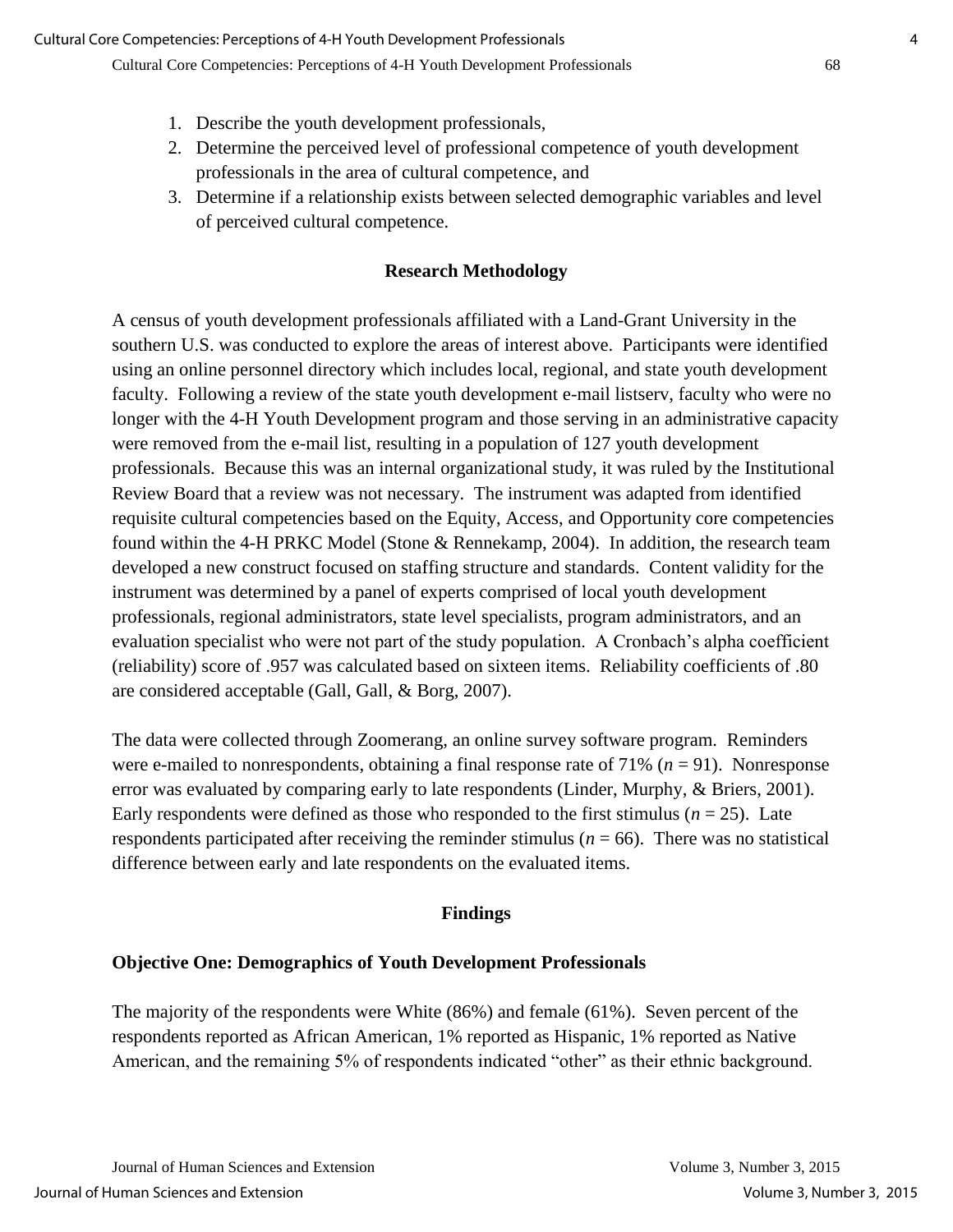1. Describe the youth development professionals,
2. Determine the perceived level of professional competence of youth development professionals in the area of cultural competence, and
3. Determine if a relationship exists between selected demographic variables and level of perceived cultural competence.

## Research Methodology

A census of youth development professionals affiliated with a Land-Grant University in the southern U.S. was conducted to explore the areas of interest above. Participants were identified using an online personnel directory which includes local, regional, and state youth development faculty. Following a review of the state youth development e-mail listserv, faculty who were no longer with the 4-H Youth Development program and those serving in an administrative capacity were removed from the e-mail list, resulting in a population of 127 youth development professionals. Because this was an internal organizational study, it was ruled by the Institutional Review Board that a review was not necessary. The instrument was adapted from identified requisite cultural competencies based on the Equity, Access, and Opportunity core competencies found within the 4-H PRKC Model (Stone & Rennekamp, 2004). In addition, the research team developed a new construct focused on staffing structure and standards. Content validity for the instrument was determined by a panel of experts comprised of local youth development professionals, regional administrators, state level specialists, program administrators, and an evaluation specialist who were not part of the study population. A Cronbach's alpha coefficient (reliability) score of .957 was calculated based on sixteen items. Reliability coefficients of .80 are considered acceptable (Gall, Gall, & Borg, 2007).

The data were collected through Zoomerang, an online survey software program. Reminders were e-mailed to nonrespondents, obtaining a final response rate of 71% ($n$ = 91). Nonresponse error was evaluated by comparing early to late respondents (Linder, Murphy, & Briers, 2001). Early respondents were defined as those who responded to the first stimulus ($n$ = 25). Late respondents participated after receiving the reminder stimulus ($n$ = 66). There was no statistical difference between early and late respondents on the evaluated items.

## Findings

### Objective One: Demographics of Youth Development Professionals

The majority of the respondents were White (86%) and female (61%). Seven percent of the respondents reported as African American, 1% reported as Hispanic, 1% reported as Native American, and the remaining 5% of respondents indicated "other" as their ethnic background.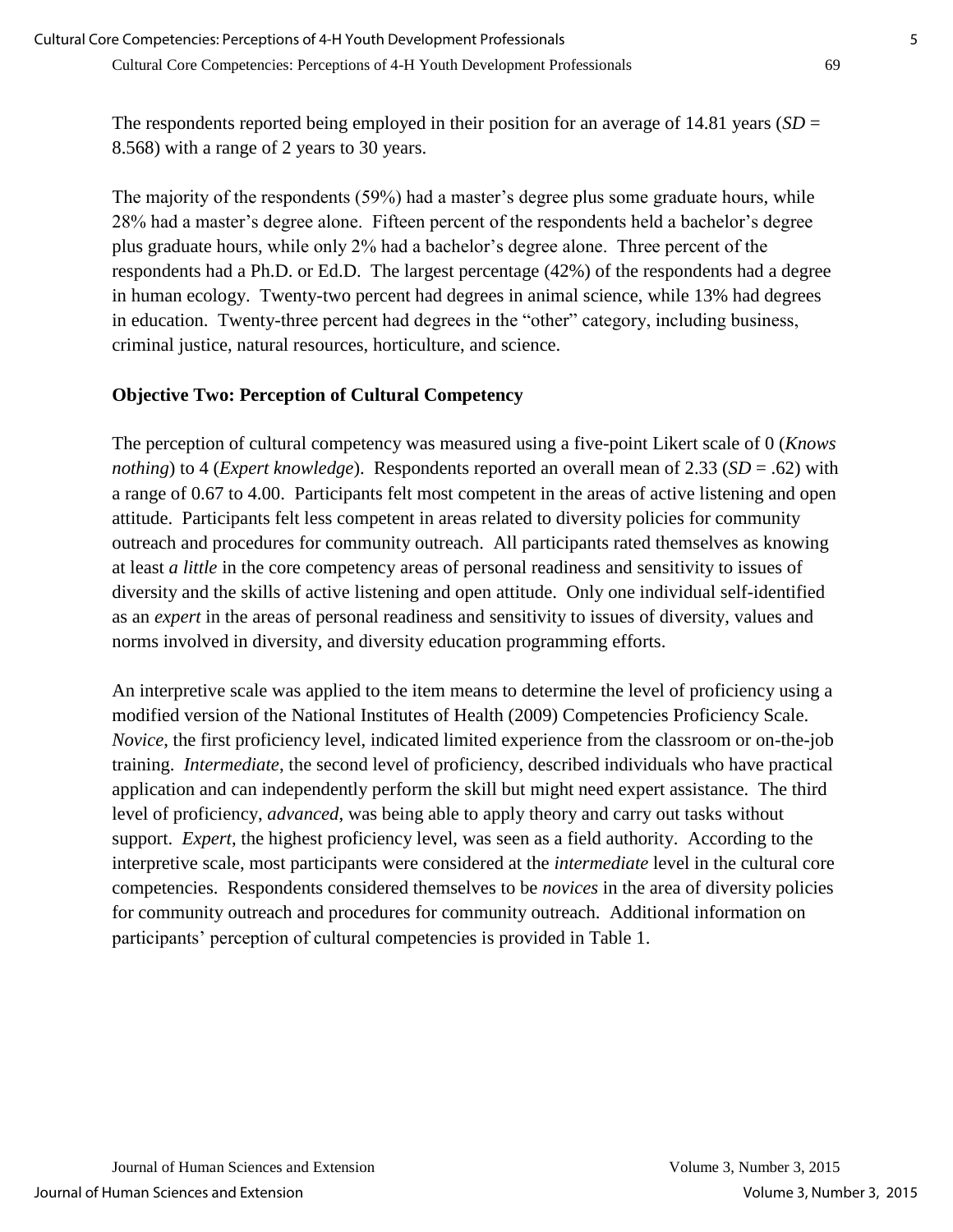The respondents reported being employed in their position for an average of 14.81 years (*SD* = 8.568) with a range of 2 years to 30 years.

The majority of the respondents (59%) had a master's degree plus some graduate hours, while 28% had a master's degree alone. Fifteen percent of the respondents held a bachelor's degree plus graduate hours, while only 2% had a bachelor's degree alone. Three percent of the respondents had a Ph.D. or Ed.D. The largest percentage (42%) of the respondents had a degree in human ecology. Twenty-two percent had degrees in animal science, while 13% had degrees in education. Twenty-three percent had degrees in the "other" category, including business, criminal justice, natural resources, horticulture, and science.

### Objective Two: Perception of Cultural Competency

The perception of cultural competency was measured using a five-point Likert scale of 0 (*Knows nothing*) to 4 (*Expert knowledge*). Respondents reported an overall mean of 2.33 (*SD* = .62) with a range of 0.67 to 4.00. Participants felt most competent in the areas of active listening and open attitude. Participants felt less competent in areas related to diversity policies for community outreach and procedures for community outreach. All participants rated themselves as knowing at least *a little* in the core competency areas of personal readiness and sensitivity to issues of diversity and the skills of active listening and open attitude. Only one individual self-identified as an *expert* in the areas of personal readiness and sensitivity to issues of diversity, values and norms involved in diversity, and diversity education programming efforts.

An interpretive scale was applied to the item means to determine the level of proficiency using a modified version of the National Institutes of Health (2009) Competencies Proficiency Scale. *Novice*, the first proficiency level, indicated limited experience from the classroom or on-the-job training. *Intermediate*, the second level of proficiency, described individuals who have practical application and can independently perform the skill but might need expert assistance. The third level of proficiency, *advanced*, was being able to apply theory and carry out tasks without support. *Expert*, the highest proficiency level, was seen as a field authority. According to the interpretive scale, most participants were considered at the *intermediate* level in the cultural core competencies. Respondents considered themselves to be *novices* in the area of diversity policies for community outreach and procedures for community outreach. Additional information on participants' perception of cultural competencies is provided in Table 1.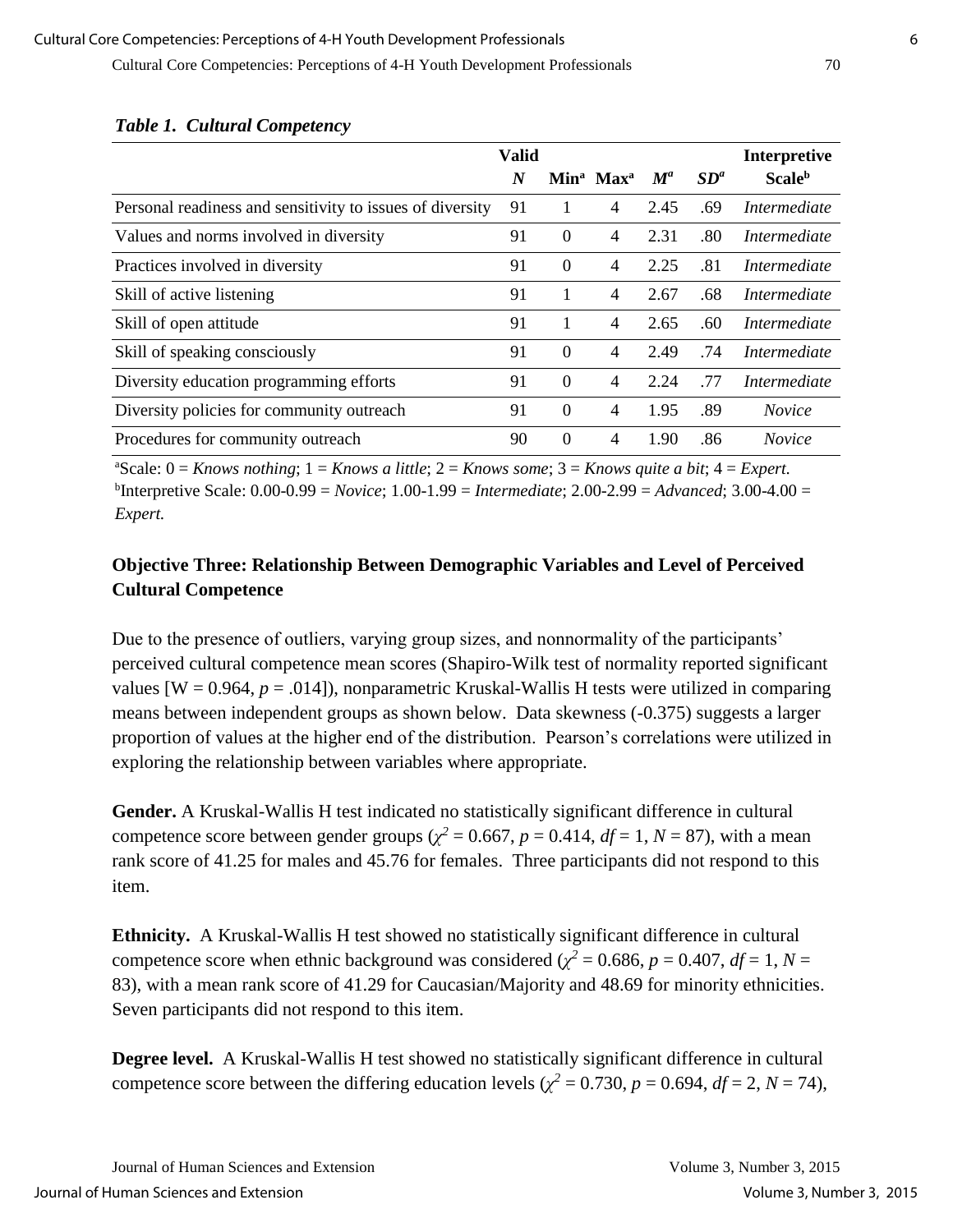***Table 1. Cultural Competency***

| | Valid *N* | Min[a] | Max[a] | *M*[a] | *SD*[a] | Interpretive Scale[b] |
|---|---|---|---|---|---|---|
| Personal readiness and sensitivity to issues of diversity | 91 | 1 | 4 | 2.45 | .69 | *Intermediate* |
| Values and norms involved in diversity | 91 | 0 | 4 | 2.31 | .80 | *Intermediate* |
| Practices involved in diversity | 91 | 0 | 4 | 2.25 | .81 | *Intermediate* |
| Skill of active listening | 91 | 1 | 4 | 2.67 | .68 | *Intermediate* |
| Skill of open attitude | 91 | 1 | 4 | 2.65 | .60 | *Intermediate* |
| Skill of speaking consciously | 91 | 0 | 4 | 2.49 | .74 | *Intermediate* |
| Diversity education programming efforts | 91 | 0 | 4 | 2.24 | .77 | *Intermediate* |
| Diversity policies for community outreach | 91 | 0 | 4 | 1.95 | .89 | *Novice* |
| Procedures for community outreach | 90 | 0 | 4 | 1.90 | .86 | *Novice* |

[a]Scale: 0 = *Knows nothing*; 1 = *Knows a little*; 2 = *Knows some*; 3 = *Knows quite a bit*; 4 = *Expert.*
[b]Interpretive Scale: 0.00-0.99 = *Novice*; 1.00-1.99 = *Intermediate*; 2.00-2.99 = *Advanced*; 3.00-4.00 = *Expert.*

### Objective Three: Relationship Between Demographic Variables and Level of Perceived Cultural Competence

Due to the presence of outliers, varying group sizes, and nonnormality of the participants' perceived cultural competence mean scores (Shapiro-Wilk test of normality reported significant values [W = 0.964, $p = .014$]), nonparametric Kruskal-Wallis H tests were utilized in comparing means between independent groups as shown below. Data skewness (-0.375) suggests a larger proportion of values at the higher end of the distribution. Pearson's correlations were utilized in exploring the relationship between variables where appropriate.

**Gender.** A Kruskal-Wallis H test indicated no statistically significant difference in cultural competence score between gender groups ($\chi^2 = 0.667$, $p = 0.414$, $df = 1$, $N = 87$), with a mean rank score of 41.25 for males and 45.76 for females. Three participants did not respond to this item.

**Ethnicity.** A Kruskal-Wallis H test showed no statistically significant difference in cultural competence score when ethnic background was considered ($\chi^2 = 0.686$, $p = 0.407$, $df = 1$, $N = 83$), with a mean rank score of 41.29 for Caucasian/Majority and 48.69 for minority ethnicities. Seven participants did not respond to this item.

**Degree level.** A Kruskal-Wallis H test showed no statistically significant difference in cultural competence score between the differing education levels ($\chi^2 = 0.730$, $p = 0.694$, $df = 2$, $N = 74$),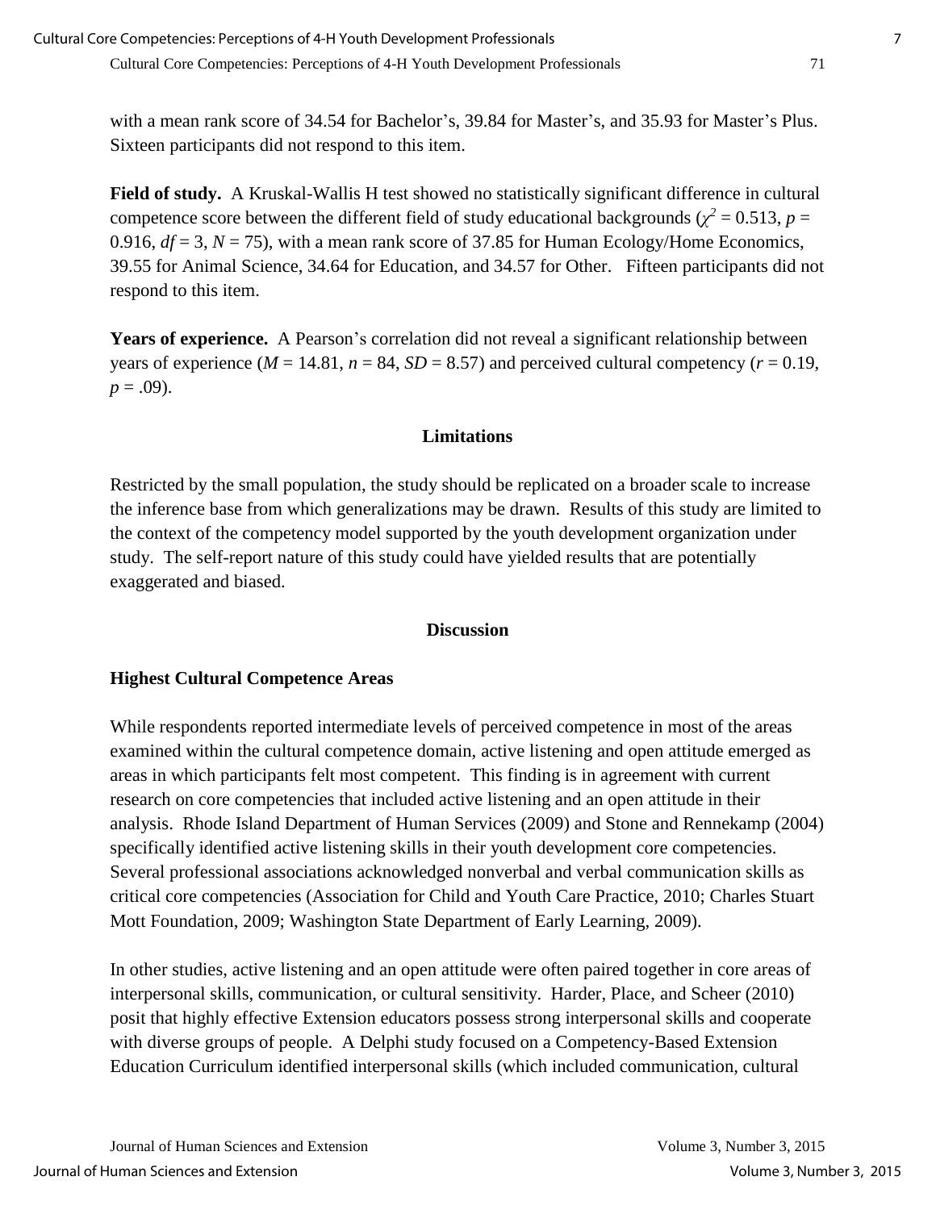with a mean rank score of 34.54 for Bachelor's, 39.84 for Master's, and 35.93 for Master's Plus. Sixteen participants did not respond to this item.

**Field of study.** A Kruskal-Wallis H test showed no statistically significant difference in cultural competence score between the different field of study educational backgrounds ($\chi^2 = 0.513$, $p = 0.916$, $df = 3$, $N = 75$), with a mean rank score of 37.85 for Human Ecology/Home Economics, 39.55 for Animal Science, 34.64 for Education, and 34.57 for Other. Fifteen participants did not respond to this item.

**Years of experience.** A Pearson's correlation did not reveal a significant relationship between years of experience ($M = 14.81$, $n = 84$, $SD = 8.57$) and perceived cultural competency ($r = 0.19$, $p = .09$).

## Limitations

Restricted by the small population, the study should be replicated on a broader scale to increase the inference base from which generalizations may be drawn. Results of this study are limited to the context of the competency model supported by the youth development organization under study. The self-report nature of this study could have yielded results that are potentially exaggerated and biased.

## Discussion

### Highest Cultural Competence Areas

While respondents reported intermediate levels of perceived competence in most of the areas examined within the cultural competence domain, active listening and open attitude emerged as areas in which participants felt most competent. This finding is in agreement with current research on core competencies that included active listening and an open attitude in their analysis. Rhode Island Department of Human Services (2009) and Stone and Rennekamp (2004) specifically identified active listening skills in their youth development core competencies. Several professional associations acknowledged nonverbal and verbal communication skills as critical core competencies (Association for Child and Youth Care Practice, 2010; Charles Stuart Mott Foundation, 2009; Washington State Department of Early Learning, 2009).

In other studies, active listening and an open attitude were often paired together in core areas of interpersonal skills, communication, or cultural sensitivity. Harder, Place, and Scheer (2010) posit that highly effective Extension educators possess strong interpersonal skills and cooperate with diverse groups of people. A Delphi study focused on a Competency-Based Extension Education Curriculum identified interpersonal skills (which included communication, cultural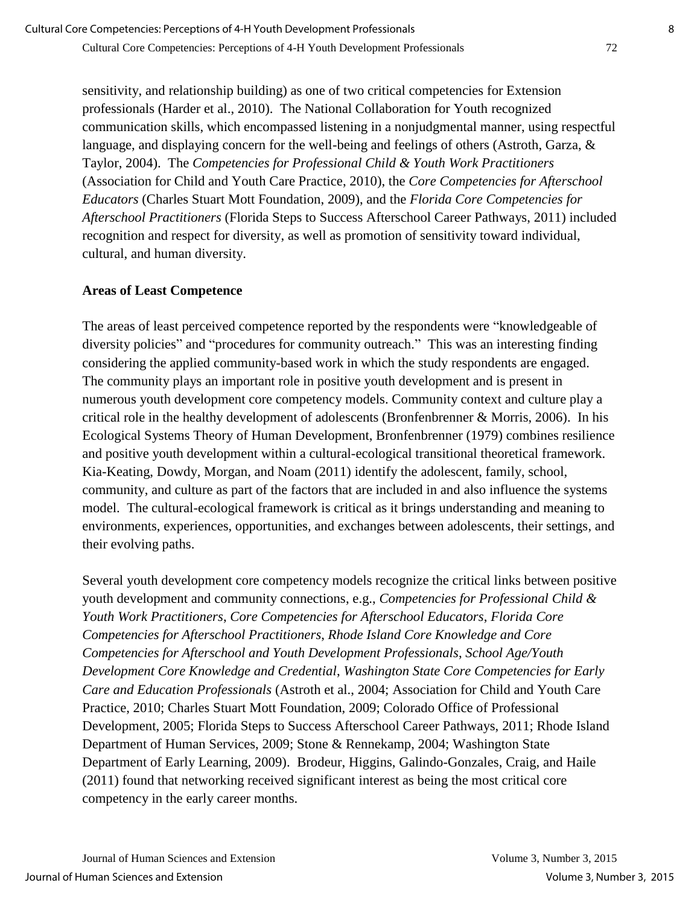sensitivity, and relationship building) as one of two critical competencies for Extension professionals (Harder et al., 2010). The National Collaboration for Youth recognized communication skills, which encompassed listening in a nonjudgmental manner, using respectful language, and displaying concern for the well-being and feelings of others (Astroth, Garza, & Taylor, 2004). The *Competencies for Professional Child & Youth Work Practitioners* (Association for Child and Youth Care Practice, 2010), the *Core Competencies for Afterschool Educators* (Charles Stuart Mott Foundation, 2009), and the *Florida Core Competencies for Afterschool Practitioners* (Florida Steps to Success Afterschool Career Pathways, 2011) included recognition and respect for diversity, as well as promotion of sensitivity toward individual, cultural, and human diversity.

**Areas of Least Competence**

The areas of least perceived competence reported by the respondents were "knowledgeable of diversity policies" and "procedures for community outreach." This was an interesting finding considering the applied community-based work in which the study respondents are engaged. The community plays an important role in positive youth development and is present in numerous youth development core competency models. Community context and culture play a critical role in the healthy development of adolescents (Bronfenbrenner & Morris, 2006). In his Ecological Systems Theory of Human Development, Bronfenbrenner (1979) combines resilience and positive youth development within a cultural-ecological transitional theoretical framework. Kia-Keating, Dowdy, Morgan, and Noam (2011) identify the adolescent, family, school, community, and culture as part of the factors that are included in and also influence the systems model. The cultural-ecological framework is critical as it brings understanding and meaning to environments, experiences, opportunities, and exchanges between adolescents, their settings, and their evolving paths.

Several youth development core competency models recognize the critical links between positive youth development and community connections, e.g., *Competencies for Professional Child & Youth Work Practitioners*, *Core Competencies for Afterschool Educators*, *Florida Core Competencies for Afterschool Practitioners*, *Rhode Island Core Knowledge and Core Competencies for Afterschool and Youth Development Professionals*, *School Age/Youth Development Core Knowledge and Credential*, *Washington State Core Competencies for Early Care and Education Professionals* (Astroth et al., 2004; Association for Child and Youth Care Practice, 2010; Charles Stuart Mott Foundation, 2009; Colorado Office of Professional Development, 2005; Florida Steps to Success Afterschool Career Pathways, 2011; Rhode Island Department of Human Services, 2009; Stone & Rennekamp, 2004; Washington State Department of Early Learning, 2009). Brodeur, Higgins, Galindo-Gonzales, Craig, and Haile (2011) found that networking received significant interest as being the most critical core competency in the early career months.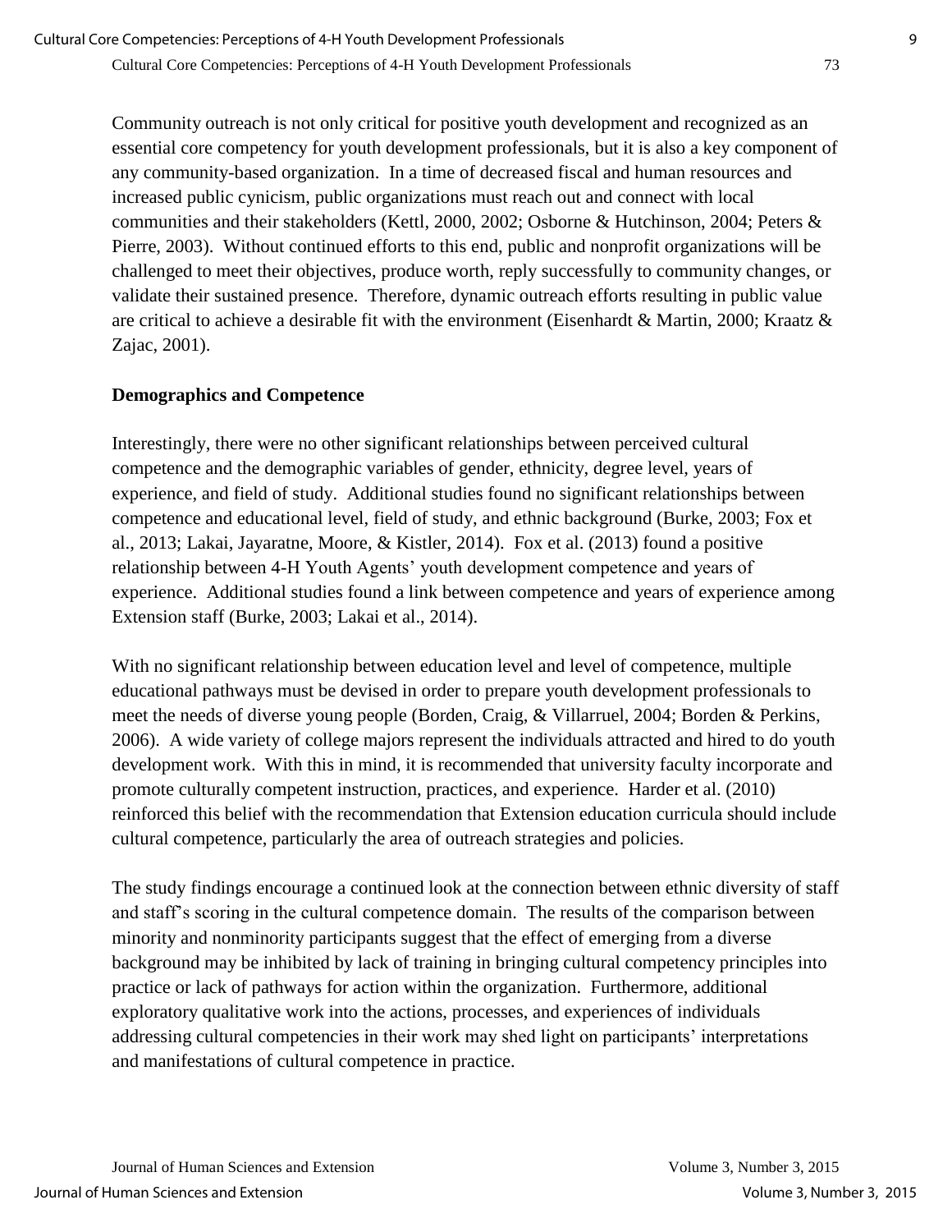Community outreach is not only critical for positive youth development and recognized as an essential core competency for youth development professionals, but it is also a key component of any community-based organization. In a time of decreased fiscal and human resources and increased public cynicism, public organizations must reach out and connect with local communities and their stakeholders (Kettl, 2000, 2002; Osborne & Hutchinson, 2004; Peters & Pierre, 2003). Without continued efforts to this end, public and nonprofit organizations will be challenged to meet their objectives, produce worth, reply successfully to community changes, or validate their sustained presence. Therefore, dynamic outreach efforts resulting in public value are critical to achieve a desirable fit with the environment (Eisenhardt & Martin, 2000; Kraatz & Zajac, 2001).

### Demographics and Competence

Interestingly, there were no other significant relationships between perceived cultural competence and the demographic variables of gender, ethnicity, degree level, years of experience, and field of study. Additional studies found no significant relationships between competence and educational level, field of study, and ethnic background (Burke, 2003; Fox et al., 2013; Lakai, Jayaratne, Moore, & Kistler, 2014). Fox et al. (2013) found a positive relationship between 4-H Youth Agents' youth development competence and years of experience. Additional studies found a link between competence and years of experience among Extension staff (Burke, 2003; Lakai et al., 2014).

With no significant relationship between education level and level of competence, multiple educational pathways must be devised in order to prepare youth development professionals to meet the needs of diverse young people (Borden, Craig, & Villarruel, 2004; Borden & Perkins, 2006). A wide variety of college majors represent the individuals attracted and hired to do youth development work. With this in mind, it is recommended that university faculty incorporate and promote culturally competent instruction, practices, and experience. Harder et al. (2010) reinforced this belief with the recommendation that Extension education curricula should include cultural competence, particularly the area of outreach strategies and policies.

The study findings encourage a continued look at the connection between ethnic diversity of staff and staff's scoring in the cultural competence domain. The results of the comparison between minority and nonminority participants suggest that the effect of emerging from a diverse background may be inhibited by lack of training in bringing cultural competency principles into practice or lack of pathways for action within the organization. Furthermore, additional exploratory qualitative work into the actions, processes, and experiences of individuals addressing cultural competencies in their work may shed light on participants' interpretations and manifestations of cultural competence in practice.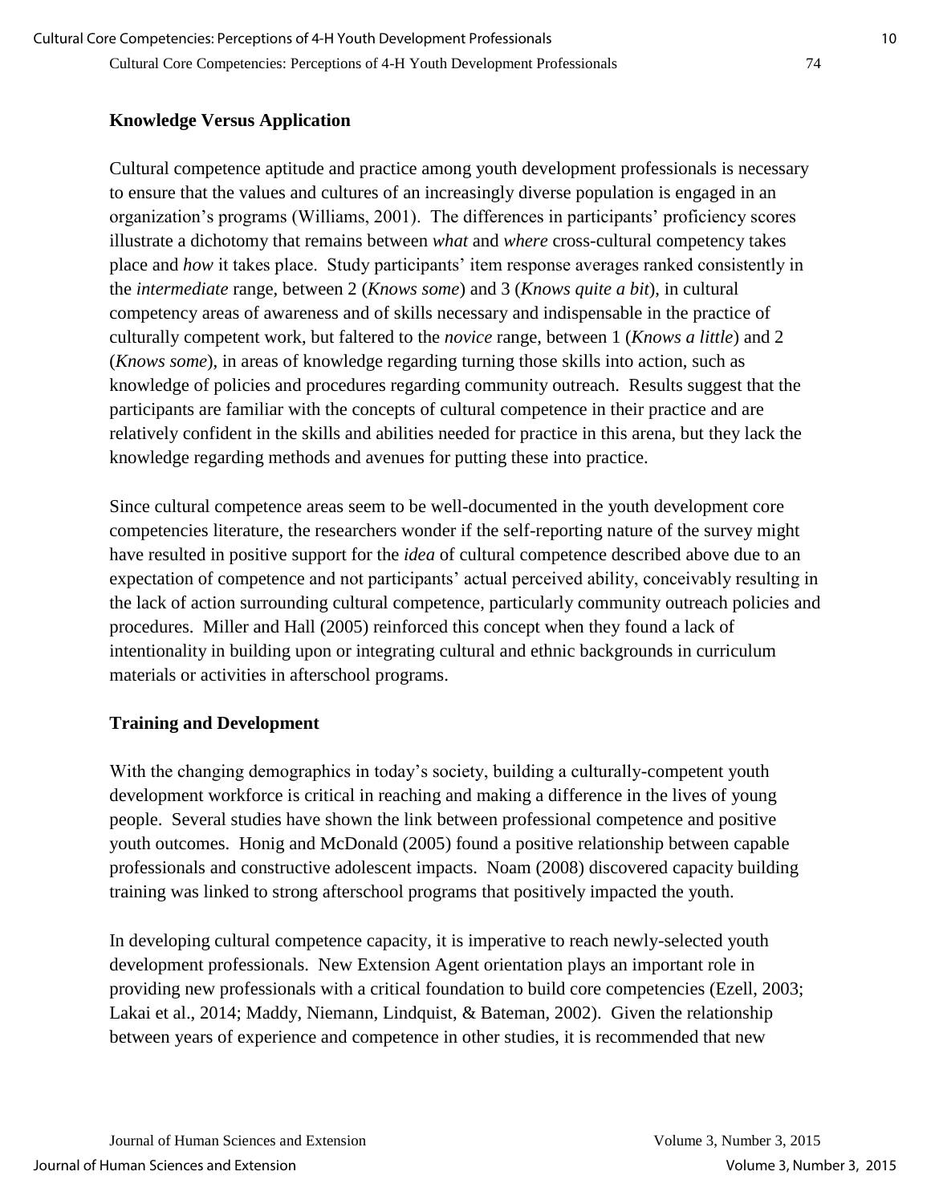## Knowledge Versus Application

Cultural competence aptitude and practice among youth development professionals is necessary to ensure that the values and cultures of an increasingly diverse population is engaged in an organization's programs (Williams, 2001). The differences in participants' proficiency scores illustrate a dichotomy that remains between *what* and *where* cross-cultural competency takes place and *how* it takes place. Study participants' item response averages ranked consistently in the *intermediate* range, between 2 (*Knows some*) and 3 (*Knows quite a bit*), in cultural competency areas of awareness and of skills necessary and indispensable in the practice of culturally competent work, but faltered to the *novice* range, between 1 (*Knows a little*) and 2 (*Knows some*), in areas of knowledge regarding turning those skills into action, such as knowledge of policies and procedures regarding community outreach. Results suggest that the participants are familiar with the concepts of cultural competence in their practice and are relatively confident in the skills and abilities needed for practice in this arena, but they lack the knowledge regarding methods and avenues for putting these into practice.

Since cultural competence areas seem to be well-documented in the youth development core competencies literature, the researchers wonder if the self-reporting nature of the survey might have resulted in positive support for the *idea* of cultural competence described above due to an expectation of competence and not participants' actual perceived ability, conceivably resulting in the lack of action surrounding cultural competence, particularly community outreach policies and procedures. Miller and Hall (2005) reinforced this concept when they found a lack of intentionality in building upon or integrating cultural and ethnic backgrounds in curriculum materials or activities in afterschool programs.

## Training and Development

With the changing demographics in today's society, building a culturally-competent youth development workforce is critical in reaching and making a difference in the lives of young people. Several studies have shown the link between professional competence and positive youth outcomes. Honig and McDonald (2005) found a positive relationship between capable professionals and constructive adolescent impacts. Noam (2008) discovered capacity building training was linked to strong afterschool programs that positively impacted the youth.

In developing cultural competence capacity, it is imperative to reach newly-selected youth development professionals. New Extension Agent orientation plays an important role in providing new professionals with a critical foundation to build core competencies (Ezell, 2003; Lakai et al., 2014; Maddy, Niemann, Lindquist, & Bateman, 2002). Given the relationship between years of experience and competence in other studies, it is recommended that new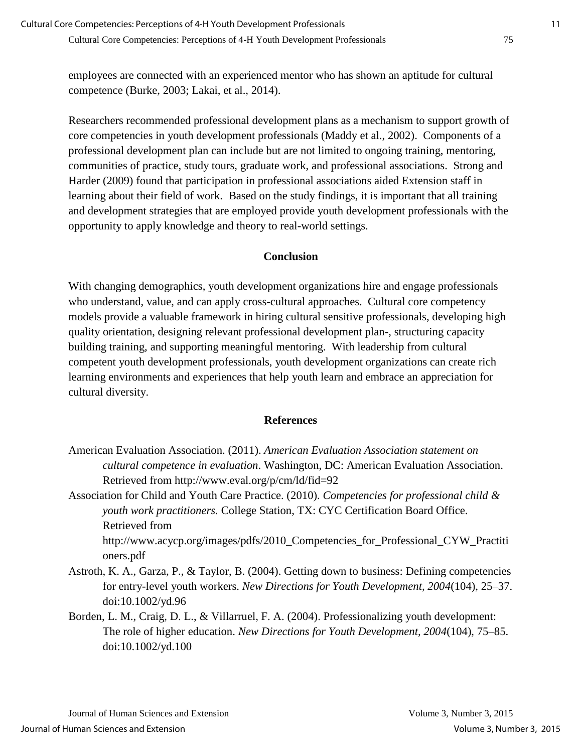employees are connected with an experienced mentor who has shown an aptitude for cultural competence (Burke, 2003; Lakai, et al., 2014).

Researchers recommended professional development plans as a mechanism to support growth of core competencies in youth development professionals (Maddy et al., 2002). Components of a professional development plan can include but are not limited to ongoing training, mentoring, communities of practice, study tours, graduate work, and professional associations. Strong and Harder (2009) found that participation in professional associations aided Extension staff in learning about their field of work. Based on the study findings, it is important that all training and development strategies that are employed provide youth development professionals with the opportunity to apply knowledge and theory to real-world settings.

## Conclusion

With changing demographics, youth development organizations hire and engage professionals who understand, value, and can apply cross-cultural approaches. Cultural core competency models provide a valuable framework in hiring cultural sensitive professionals, developing high quality orientation, designing relevant professional development plan-, structuring capacity building training, and supporting meaningful mentoring. With leadership from cultural competent youth development professionals, youth development organizations can create rich learning environments and experiences that help youth learn and embrace an appreciation for cultural diversity.

## References

American Evaluation Association. (2011). *American Evaluation Association statement on cultural competence in evaluation*. Washington, DC: American Evaluation Association. Retrieved from http://www.eval.org/p/cm/ld/fid=92

Association for Child and Youth Care Practice. (2010). *Competencies for professional child & youth work practitioners.* College Station, TX: CYC Certification Board Office. Retrieved from http://www.acycp.org/images/pdfs/2010_Competencies_for_Professional_CYW_Practitioners.pdf

Astroth, K. A., Garza, P., & Taylor, B. (2004). Getting down to business: Defining competencies for entry-level youth workers. *New Directions for Youth Development, 2004*(104), 25–37. doi:10.1002/yd.96

Borden, L. M., Craig, D. L., & Villarruel, F. A. (2004). Professionalizing youth development: The role of higher education. *New Directions for Youth Development, 2004*(104), 75–85. doi:10.1002/yd.100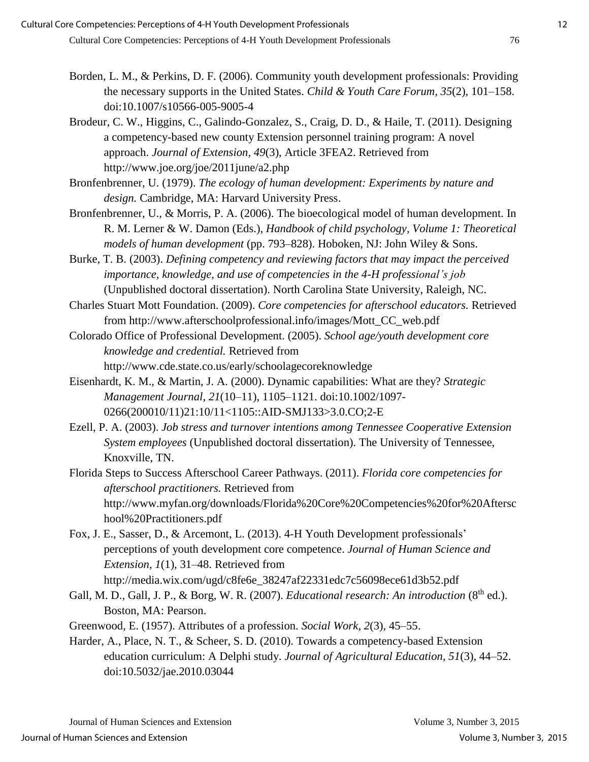Borden, L. M., & Perkins, D. F. (2006). Community youth development professionals: Providing the necessary supports in the United States. *Child & Youth Care Forum, 35*(2), 101–158. doi:10.1007/s10566-005-9005-4

Brodeur, C. W., Higgins, C., Galindo-Gonzalez, S., Craig, D. D., & Haile, T. (2011). Designing a competency-based new county Extension personnel training program: A novel approach. *Journal of Extension, 49*(3), Article 3FEA2. Retrieved from http://www.joe.org/joe/2011june/a2.php

Bronfenbrenner, U. (1979). *The ecology of human development: Experiments by nature and design.* Cambridge, MA: Harvard University Press.

Bronfenbrenner, U., & Morris, P. A. (2006). The bioecological model of human development. In R. M. Lerner & W. Damon (Eds.), *Handbook of child psychology, Volume 1: Theoretical models of human development* (pp. 793–828). Hoboken, NJ: John Wiley & Sons.

Burke, T. B. (2003). *Defining competency and reviewing factors that may impact the perceived importance, knowledge, and use of competencies in the 4-H professional's job* (Unpublished doctoral dissertation). North Carolina State University, Raleigh, NC.

Charles Stuart Mott Foundation. (2009). *Core competencies for afterschool educators.* Retrieved from http://www.afterschoolprofessional.info/images/Mott_CC_web.pdf

Colorado Office of Professional Development. (2005). *School age/youth development core knowledge and credential.* Retrieved from http://www.cde.state.co.us/early/schoolagecoreknowledge

Eisenhardt, K. M., & Martin, J. A. (2000). Dynamic capabilities: What are they? *Strategic Management Journal, 21*(10–11), 1105–1121. doi:10.1002/1097-0266(200010/11)21:10/11<1105::AID-SMJ133>3.0.CO;2-E

Ezell, P. A. (2003). *Job stress and turnover intentions among Tennessee Cooperative Extension System employees* (Unpublished doctoral dissertation). The University of Tennessee, Knoxville, TN.

Florida Steps to Success Afterschool Career Pathways. (2011). *Florida core competencies for afterschool practitioners.* Retrieved from http://www.myfan.org/downloads/Florida%20Core%20Competencies%20for%20Afterschool%20Practitioners.pdf

Fox, J. E., Sasser, D., & Arcemont, L. (2013). 4-H Youth Development professionals' perceptions of youth development core competence. *Journal of Human Science and Extension, 1*(1), 31–48. Retrieved from http://media.wix.com/ugd/c8fe6e_38247af22331edc7c56098ece61d3b52.pdf

Gall, M. D., Gall, J. P., & Borg, W. R. (2007). *Educational research: An introduction* (8th ed.). Boston, MA: Pearson.

Greenwood, E. (1957). Attributes of a profession. *Social Work, 2*(3), 45–55.

Harder, A., Place, N. T., & Scheer, S. D. (2010). Towards a competency-based Extension education curriculum: A Delphi study. *Journal of Agricultural Education, 51*(3), 44–52. doi:10.5032/jae.2010.03044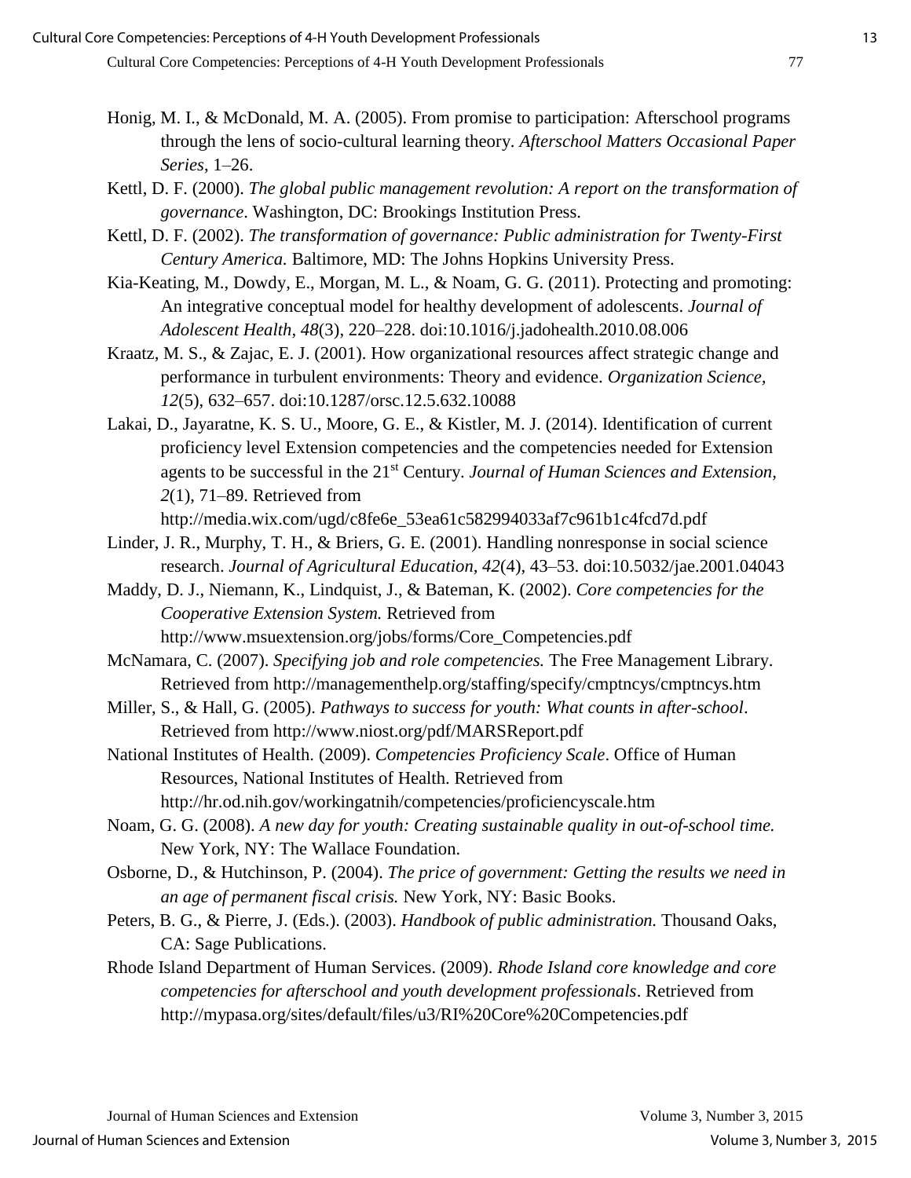Honig, M. I., & McDonald, M. A. (2005). From promise to participation: Afterschool programs through the lens of socio-cultural learning theory. *Afterschool Matters Occasional Paper Series*, 1–26.

Kettl, D. F. (2000). *The global public management revolution: A report on the transformation of governance*. Washington, DC: Brookings Institution Press.

Kettl, D. F. (2002). *The transformation of governance: Public administration for Twenty-First Century America.* Baltimore, MD: The Johns Hopkins University Press.

Kia-Keating, M., Dowdy, E., Morgan, M. L., & Noam, G. G. (2011). Protecting and promoting: An integrative conceptual model for healthy development of adolescents. *Journal of Adolescent Health*, *48*(3), 220–228. doi:10.1016/j.jadohealth.2010.08.006

Kraatz, M. S., & Zajac, E. J. (2001). How organizational resources affect strategic change and performance in turbulent environments: Theory and evidence. *Organization Science*, *12*(5), 632–657. doi:10.1287/orsc.12.5.632.10088

Lakai, D., Jayaratne, K. S. U., Moore, G. E., & Kistler, M. J. (2014). Identification of current proficiency level Extension competencies and the competencies needed for Extension agents to be successful in the 21st Century. *Journal of Human Sciences and Extension*, *2*(1), 71–89. Retrieved from http://media.wix.com/ugd/c8fe6e_53ea61c582994033af7c961b1c4fcd7d.pdf

Linder, J. R., Murphy, T. H., & Briers, G. E. (2001). Handling nonresponse in social science research. *Journal of Agricultural Education*, *42*(4), 43–53. doi:10.5032/jae.2001.04043

Maddy, D. J., Niemann, K., Lindquist, J., & Bateman, K. (2002). *Core competencies for the Cooperative Extension System.* Retrieved from http://www.msuextension.org/jobs/forms/Core_Competencies.pdf

McNamara, C. (2007). *Specifying job and role competencies.* The Free Management Library. Retrieved from http://managementhelp.org/staffing/specify/cmptncys/cmptncys.htm

Miller, S., & Hall, G. (2005). *Pathways to success for youth: What counts in after-school*. Retrieved from http://www.niost.org/pdf/MARSReport.pdf

National Institutes of Health. (2009). *Competencies Proficiency Scale*. Office of Human Resources, National Institutes of Health. Retrieved from http://hr.od.nih.gov/workingatnih/competencies/proficiencyscale.htm

Noam, G. G. (2008). *A new day for youth: Creating sustainable quality in out-of-school time.* New York, NY: The Wallace Foundation.

Osborne, D., & Hutchinson, P. (2004). *The price of government: Getting the results we need in an age of permanent fiscal crisis.* New York, NY: Basic Books.

Peters, B. G., & Pierre, J. (Eds.). (2003). *Handbook of public administration.* Thousand Oaks, CA: Sage Publications.

Rhode Island Department of Human Services. (2009). *Rhode Island core knowledge and core competencies for afterschool and youth development professionals*. Retrieved from http://mypasa.org/sites/default/files/u3/RI%20Core%20Competencies.pdf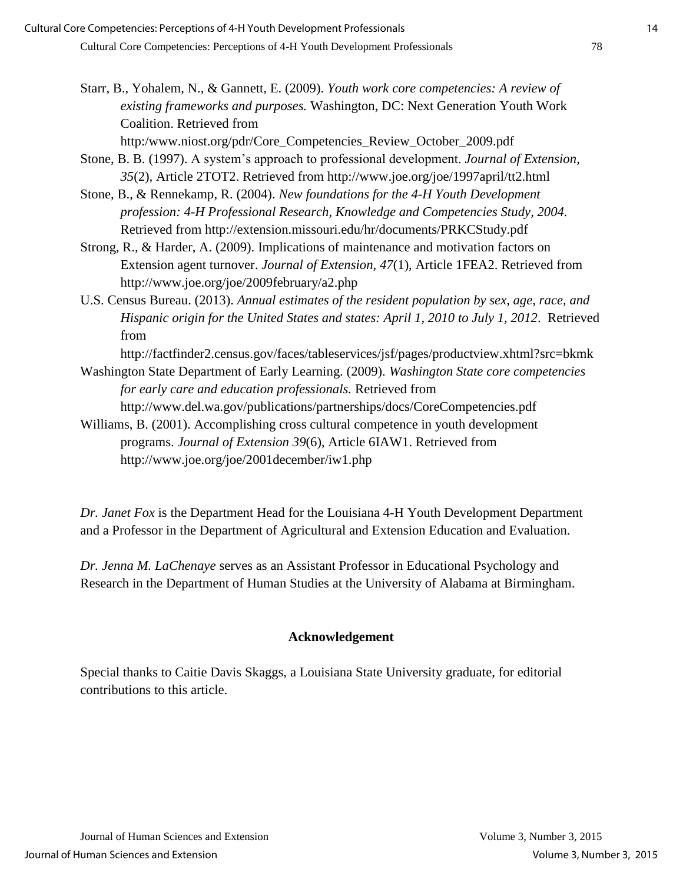Starr, B., Yohalem, N., & Gannett, E. (2009). *Youth work core competencies: A review of existing frameworks and purposes.* Washington, DC: Next Generation Youth Work Coalition. Retrieved from http:/www.niost.org/pdr/Core_Competencies_Review_October_2009.pdf

Stone, B. B. (1997). A system's approach to professional development. *Journal of Extension, 35*(2), Article 2TOT2. Retrieved from http://www.joe.org/joe/1997april/tt2.html

Stone, B., & Rennekamp, R. (2004). *New foundations for the 4-H Youth Development profession: 4-H Professional Research, Knowledge and Competencies Study, 2004.* Retrieved from http://extension.missouri.edu/hr/documents/PRKCStudy.pdf

Strong, R., & Harder, A. (2009). Implications of maintenance and motivation factors on Extension agent turnover. *Journal of Extension, 47*(1), Article 1FEA2. Retrieved from http://www.joe.org/joe/2009february/a2.php

U.S. Census Bureau. (2013). *Annual estimates of the resident population by sex, age, race, and Hispanic origin for the United States and states: April 1, 2010 to July 1, 2012*. Retrieved from http://factfinder2.census.gov/faces/tableservices/jsf/pages/productview.xhtml?src=bkmk

Washington State Department of Early Learning. (2009). *Washington State core competencies for early care and education professionals.* Retrieved from http://www.del.wa.gov/publications/partnerships/docs/CoreCompetencies.pdf

Williams, B. (2001). Accomplishing cross cultural competence in youth development programs. *Journal of Extension 39*(6), Article 6IAW1. Retrieved from http://www.joe.org/joe/2001december/iw1.php

*Dr. Janet Fox* is the Department Head for the Louisiana 4-H Youth Development Department and a Professor in the Department of Agricultural and Extension Education and Evaluation.

*Dr. Jenna M. LaChenaye* serves as an Assistant Professor in Educational Psychology and Research in the Department of Human Studies at the University of Alabama at Birmingham.

## Acknowledgement

Special thanks to Caitie Davis Skaggs, a Louisiana State University graduate, for editorial contributions to this article.